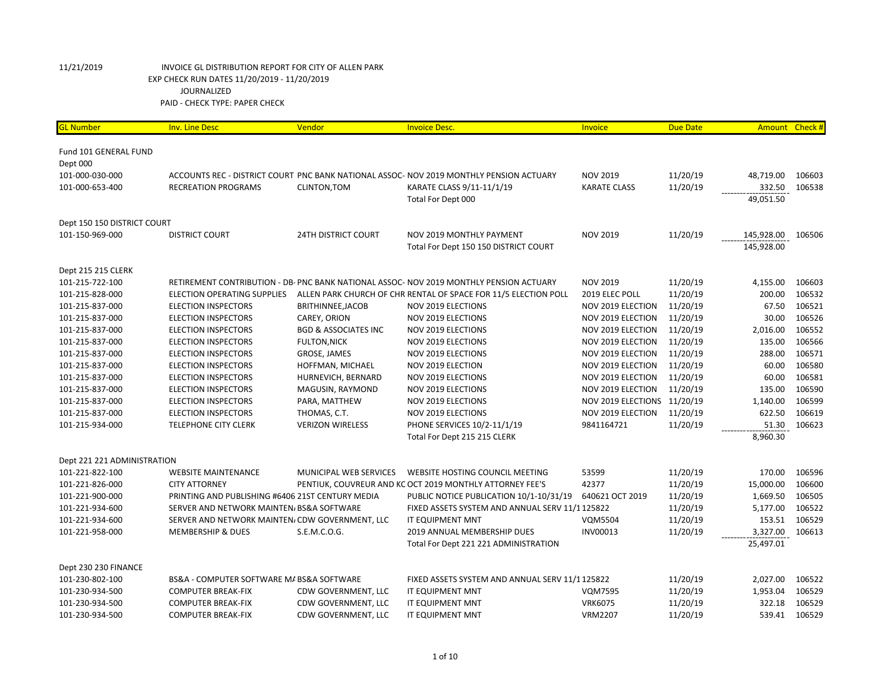11/21/2019 INVOICE GL DISTRIBUTION REPORT FOR CITY OF ALLEN PARK
EXP CHECK RUN DATES 11/20/2019 - 11/20/2019
JOURNALIZED
PAID - CHECK TYPE: PAPER CHECK

| GL Number | Inv. Line Desc | Vendor | Invoice Desc. | Invoice | Due Date | Amount | Check # |
|---|---|---|---|---|---|---|---|
| Fund 101 GENERAL FUND | | | | | | | |
| Dept 000 | | | | | | | |
| 101-000-030-000 | ACCOUNTS REC - DISTRICT COURT | PNC BANK NATIONAL ASSOC- | NOV 2019 MONTHLY PENSION ACTUARY | NOV 2019 | 11/20/19 | 48,719.00 | 106603 |
| 101-000-653-400 | RECREATION PROGRAMS | CLINTON,TOM | KARATE CLASS 9/11-11/1/19 | KARATE CLASS | 11/20/19 | 332.50 | 106538 |
| | | | Total For Dept 000 | | | 49,051.50 | |
| Dept 150 150 DISTRICT COURT | | | | | | | |
| 101-150-969-000 | DISTRICT COURT | 24TH DISTRICT COURT | NOV 2019 MONTHLY PAYMENT | NOV 2019 | 11/20/19 | 145,928.00 | 106506 |
| | | | Total For Dept 150 150 DISTRICT COURT | | | 145,928.00 | |
| Dept 215 215 CLERK | | | | | | | |
| 101-215-722-100 | RETIREMENT CONTRIBUTION - DB- | PNC BANK NATIONAL ASSOC- | NOV 2019 MONTHLY PENSION ACTUARY | NOV 2019 | 11/20/19 | 4,155.00 | 106603 |
| 101-215-828-000 | ELECTION OPERATING SUPPLIES | ALLEN PARK CHURCH OF CHR | RENTAL OF SPACE FOR 11/5 ELECTION POLL | 2019 ELEC POLL | 11/20/19 | 200.00 | 106532 |
| 101-215-837-000 | ELECTION INSPECTORS | BRITHINNEE,JACOB | NOV 2019 ELECTIONS | NOV 2019 ELECTION | 11/20/19 | 67.50 | 106521 |
| 101-215-837-000 | ELECTION INSPECTORS | CAREY, ORION | NOV 2019 ELECTIONS | NOV 2019 ELECTION | 11/20/19 | 30.00 | 106526 |
| 101-215-837-000 | ELECTION INSPECTORS | BGD & ASSOCIATES INC | NOV 2019 ELECTIONS | NOV 2019 ELECTION | 11/20/19 | 2,016.00 | 106552 |
| 101-215-837-000 | ELECTION INSPECTORS | FULTON,NICK | NOV 2019 ELECTIONS | NOV 2019 ELECTION | 11/20/19 | 135.00 | 106566 |
| 101-215-837-000 | ELECTION INSPECTORS | GROSE, JAMES | NOV 2019 ELECTIONS | NOV 2019 ELECTION | 11/20/19 | 288.00 | 106571 |
| 101-215-837-000 | ELECTION INSPECTORS | HOFFMAN, MICHAEL | NOV 2019 ELECTION | NOV 2019 ELECTION | 11/20/19 | 60.00 | 106580 |
| 101-215-837-000 | ELECTION INSPECTORS | HURNEVICH, BERNARD | NOV 2019 ELECTIONS | NOV 2019 ELECTION | 11/20/19 | 60.00 | 106581 |
| 101-215-837-000 | ELECTION INSPECTORS | MAGUSIN, RAYMOND | NOV 2019 ELECTIONS | NOV 2019 ELECTION | 11/20/19 | 135.00 | 106590 |
| 101-215-837-000 | ELECTION INSPECTORS | PARA, MATTHEW | NOV 2019 ELECTIONS | NOV 2019 ELECTIONS | 11/20/19 | 1,140.00 | 106599 |
| 101-215-837-000 | ELECTION INSPECTORS | THOMAS, C.T. | NOV 2019 ELECTIONS | NOV 2019 ELECTION | 11/20/19 | 622.50 | 106619 |
| 101-215-934-000 | TELEPHONE CITY CLERK | VERIZON WIRELESS | PHONE SERVICES 10/2-11/1/19 | 9841164721 | 11/20/19 | 51.30 | 106623 |
| | | | Total For Dept 215 215 CLERK | | | 8,960.30 | |
| Dept 221 221 ADMINISTRATION | | | | | | | |
| 101-221-822-100 | WEBSITE MAINTENANCE | MUNICIPAL WEB SERVICES | WEBSITE HOSTING COUNCIL MEETING | 53599 | 11/20/19 | 170.00 | 106596 |
| 101-221-826-000 | CITY ATTORNEY | PENTIUK, COUVREUR AND KC | OCT 2019 MONTHLY ATTORNEY FEE'S | 42377 | 11/20/19 | 15,000.00 | 106600 |
| 101-221-900-000 | PRINTING AND PUBLISHING | #6406 21ST CENTURY MEDIA | PUBLIC NOTICE PUBLICATION 10/1-10/31/19 | 640621 OCT 2019 | 11/20/19 | 1,669.50 | 106505 |
| 101-221-934-600 | SERVER AND NETWORK MAINTEN/ | BS&A SOFTWARE | FIXED ASSETS SYSTEM AND ANNUAL SERV 11/1 | 125822 | 11/20/19 | 5,177.00 | 106522 |
| 101-221-934-600 | SERVER AND NETWORK MAINTEN/ | CDW GOVERNMENT, LLC | IT EQUIPMENT MNT | VQM5504 | 11/20/19 | 153.51 | 106529 |
| 101-221-958-000 | MEMBERSHIP & DUES | S.E.M.C.O.G. | 2019 ANNUAL MEMBERSHIP DUES | INV00013 | 11/20/19 | 3,327.00 | 106613 |
| | | | Total For Dept 221 221 ADMINISTRATION | | | 25,497.01 | |
| Dept 230 230 FINANCE | | | | | | | |
| 101-230-802-100 | BS&A - COMPUTER SOFTWARE M/ | BS&A SOFTWARE | FIXED ASSETS SYSTEM AND ANNUAL SERV 11/1 | 125822 | 11/20/19 | 2,027.00 | 106522 |
| 101-230-934-500 | COMPUTER BREAK-FIX | CDW GOVERNMENT, LLC | IT EQUIPMENT MNT | VQM7595 | 11/20/19 | 1,953.04 | 106529 |
| 101-230-934-500 | COMPUTER BREAK-FIX | CDW GOVERNMENT, LLC | IT EQUIPMENT MNT | VRK6075 | 11/20/19 | 322.18 | 106529 |
| 101-230-934-500 | COMPUTER BREAK-FIX | CDW GOVERNMENT, LLC | IT EQUIPMENT MNT | VRM2207 | 11/20/19 | 539.41 | 106529 |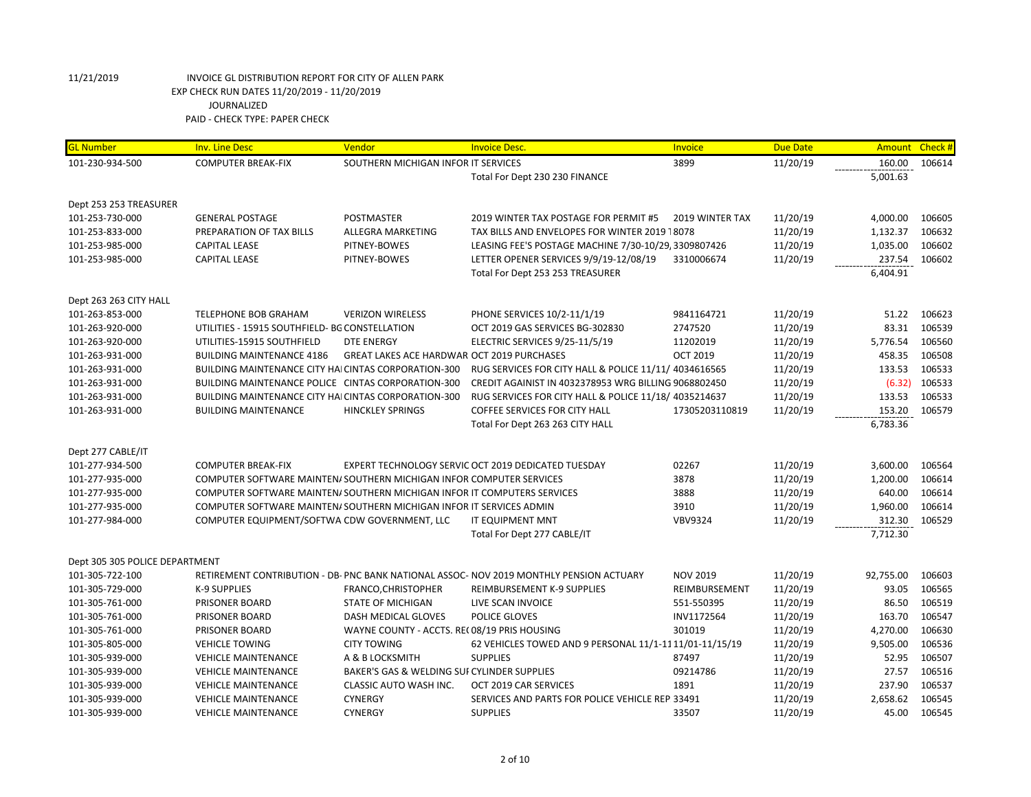11/21/2019 INVOICE GL DISTRIBUTION REPORT FOR CITY OF ALLEN PARK
EXP CHECK RUN DATES 11/20/2019 - 11/20/2019
JOURNALIZED
PAID - CHECK TYPE: PAPER CHECK

| GL Number | Inv. Line Desc | Vendor | Invoice Desc. | Invoice | Due Date | Amount | Check # |
|---|---|---|---|---|---|---|---|
| 101-230-934-500 | COMPUTER BREAK-FIX | SOUTHERN MICHIGAN INFOR IT SERVICES | | 3899 | 11/20/19 | 160.00 | 106614 |
| | | | Total For Dept 230 230 FINANCE | | | 5,001.63 | |
| Dept 253 253 TREASURER | | | | | | | |
| 101-253-730-000 | GENERAL POSTAGE | POSTMASTER | 2019 WINTER TAX POSTAGE FOR PERMIT #5 | 2019 WINTER TAX | 11/20/19 | 4,000.00 | 106605 |
| 101-253-833-000 | PREPARATION OF TAX BILLS | ALLEGRA MARKETING | TAX BILLS AND ENVELOPES FOR WINTER 2019 1 | 8078 | 11/20/19 | 1,132.37 | 106632 |
| 101-253-985-000 | CAPITAL LEASE | PITNEY-BOWES | LEASING FEE'S POSTAGE MACHINE 7/30-10/29, | 3309807426 | 11/20/19 | 1,035.00 | 106602 |
| 101-253-985-000 | CAPITAL LEASE | PITNEY-BOWES | LETTER OPENER SERVICES 9/9/19-12/08/19 | 3310006674 | 11/20/19 | 237.54 | 106602 |
| | | | Total For Dept 253 253 TREASURER | | | 6,404.91 | |
| Dept 263 263 CITY HALL | | | | | | | |
| 101-263-853-000 | TELEPHONE BOB GRAHAM | VERIZON WIRELESS | PHONE SERVICES 10/2-11/1/19 | 9841164721 | 11/20/19 | 51.22 | 106623 |
| 101-263-920-000 | UTILITIES - 15915 SOUTHFIELD- BG | CONSTELLATION | OCT 2019 GAS SERVICES BG-302830 | 2747520 | 11/20/19 | 83.31 | 106539 |
| 101-263-920-000 | UTILITIES-15915 SOUTHFIELD | DTE ENERGY | ELECTRIC SERVICES 9/25-11/5/19 | 11202019 | 11/20/19 | 5,776.54 | 106560 |
| 101-263-931-000 | BUILDING MAINTENANCE 4186 | GREAT LAKES ACE HARDWAR | OCT 2019 PURCHASES | OCT 2019 | 11/20/19 | 458.35 | 106508 |
| 101-263-931-000 | BUILDING MAINTENANCE CITY HAI | CINTAS CORPORATION-300 | RUG SERVICES FOR CITY HALL & POLICE 11/11/ | 4034616565 | 11/20/19 | 133.53 | 106533 |
| 101-263-931-000 | BUILDING MAINTENANCE POLICE | CINTAS CORPORATION-300 | CREDIT AGAINIST IN 4032378953 WRG BILLING | 9068802450 | 11/20/19 | (6.32) | 106533 |
| 101-263-931-000 | BUILDING MAINTENANCE CITY HAI | CINTAS CORPORATION-300 | RUG SERVICES FOR CITY HALL & POLICE 11/18/ | 4035214637 | 11/20/19 | 133.53 | 106533 |
| 101-263-931-000 | BUILDING MAINTENANCE | HINCKLEY SPRINGS | COFFEE SERVICES FOR CITY HALL | 17305203110819 | 11/20/19 | 153.20 | 106579 |
| | | | Total For Dept 263 263 CITY HALL | | | 6,783.36 | |
| Dept 277 CABLE/IT | | | | | | | |
| 101-277-934-500 | COMPUTER BREAK-FIX | EXPERT TECHNOLOGY SERVIC | OCT 2019 DEDICATED TUESDAY | 02267 | 11/20/19 | 3,600.00 | 106564 |
| 101-277-935-000 | COMPUTER SOFTWARE MAINTEN/ | SOUTHERN MICHIGAN INFOR | COMPUTER SERVICES | 3878 | 11/20/19 | 1,200.00 | 106614 |
| 101-277-935-000 | COMPUTER SOFTWARE MAINTEN/ | SOUTHERN MICHIGAN INFOR | IT COMPUTERS SERVICES | 3888 | 11/20/19 | 640.00 | 106614 |
| 101-277-935-000 | COMPUTER SOFTWARE MAINTEN/ | SOUTHERN MICHIGAN INFOR | IT SERVICES ADMIN | 3910 | 11/20/19 | 1,960.00 | 106614 |
| 101-277-984-000 | COMPUTER EQUIPMENT/SOFTWA | CDW GOVERNMENT, LLC | IT EQUIPMENT MNT | VBV9324 | 11/20/19 | 312.30 | 106529 |
| | | | Total For Dept 277 CABLE/IT | | | 7,712.30 | |
| Dept 305 305 POLICE DEPARTMENT | | | | | | | |
| 101-305-722-100 | RETIREMENT CONTRIBUTION - DB- | PNC BANK NATIONAL ASSOC- | NOV 2019 MONTHLY PENSION ACTUARY | NOV 2019 | 11/20/19 | 92,755.00 | 106603 |
| 101-305-729-000 | K-9 SUPPLIES | FRANCO,CHRISTOPHER | REIMBURSEMENT K-9 SUPPLIES | REIMBURSEMENT | 11/20/19 | 93.05 | 106565 |
| 101-305-761-000 | PRISONER BOARD | STATE OF MICHIGAN | LIVE SCAN INVOICE | 551-550395 | 11/20/19 | 86.50 | 106519 |
| 101-305-761-000 | PRISONER BOARD | DASH MEDICAL GLOVES | POLICE GLOVES | INV1172564 | 11/20/19 | 163.70 | 106547 |
| 101-305-761-000 | PRISONER BOARD | WAYNE COUNTY - ACCTS. RE( | 08/19 PRIS HOUSING | 301019 | 11/20/19 | 4,270.00 | 106630 |
| 101-305-805-000 | VEHICLE TOWING | CITY TOWING | 62 VEHICLES TOWED AND 9 PERSONAL 11/1-11 | 11/01-11/15/19 | 11/20/19 | 9,505.00 | 106536 |
| 101-305-939-000 | VEHICLE MAINTENANCE | A & B LOCKSMITH | SUPPLIES | 87497 | 11/20/19 | 52.95 | 106507 |
| 101-305-939-000 | VEHICLE MAINTENANCE | BAKER'S GAS & WELDING SUI | CYLINDER SUPPLIES | 09214786 | 11/20/19 | 27.57 | 106516 |
| 101-305-939-000 | VEHICLE MAINTENANCE | CLASSIC AUTO WASH INC. | OCT 2019 CAR SERVICES | 1891 | 11/20/19 | 237.90 | 106537 |
| 101-305-939-000 | VEHICLE MAINTENANCE | CYNERGY | SERVICES AND PARTS FOR POLICE VEHICLE REP | 33491 | 11/20/19 | 2,658.62 | 106545 |
| 101-305-939-000 | VEHICLE MAINTENANCE | CYNERGY | SUPPLIES | 33507 | 11/20/19 | 45.00 | 106545 |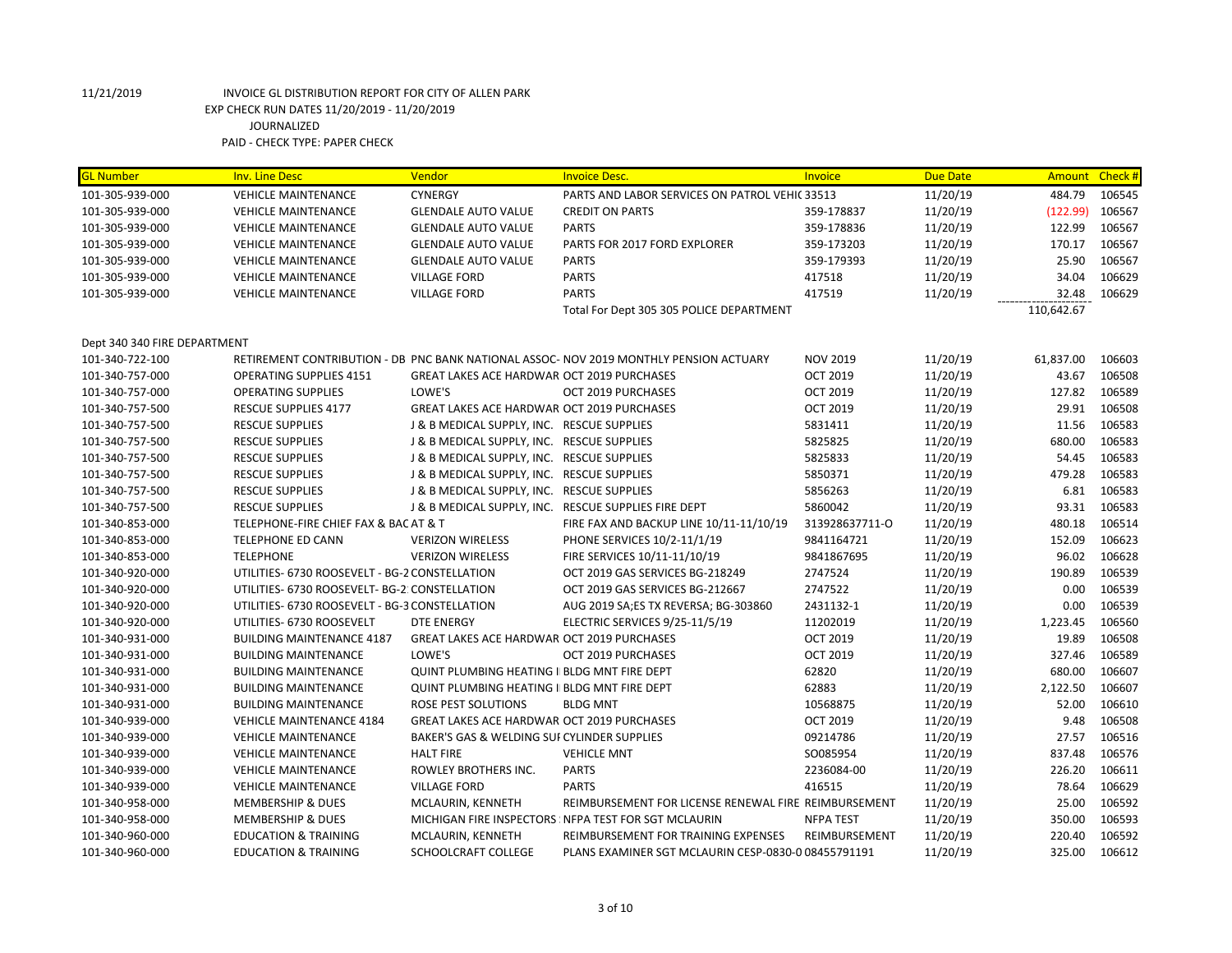11/21/2019 INVOICE GL DISTRIBUTION REPORT FOR CITY OF ALLEN PARK
EXP CHECK RUN DATES 11/20/2019 - 11/20/2019
JOURNALIZED
PAID - CHECK TYPE: PAPER CHECK

| GL Number | Inv. Line Desc | Vendor | Invoice Desc. | Invoice | Due Date | Amount | Check # |
|---|---|---|---|---|---|---|---|
| 101-305-939-000 | VEHICLE MAINTENANCE | CYNERGY | PARTS AND LABOR SERVICES ON PATROL VEHIC 33513 | | 11/20/19 | 484.79 | 106545 |
| 101-305-939-000 | VEHICLE MAINTENANCE | GLENDALE AUTO VALUE | CREDIT ON PARTS | 359-178837 | 11/20/19 | (122.99) | 106567 |
| 101-305-939-000 | VEHICLE MAINTENANCE | GLENDALE AUTO VALUE | PARTS | 359-178836 | 11/20/19 | 122.99 | 106567 |
| 101-305-939-000 | VEHICLE MAINTENANCE | GLENDALE AUTO VALUE | PARTS FOR 2017 FORD EXPLORER | 359-173203 | 11/20/19 | 170.17 | 106567 |
| 101-305-939-000 | VEHICLE MAINTENANCE | GLENDALE AUTO VALUE | PARTS | 359-179393 | 11/20/19 | 25.90 | 106567 |
| 101-305-939-000 | VEHICLE MAINTENANCE | VILLAGE FORD | PARTS | 417518 | 11/20/19 | 34.04 | 106629 |
| 101-305-939-000 | VEHICLE MAINTENANCE | VILLAGE FORD | PARTS | 417519 | 11/20/19 | 32.48 | 106629 |
| | | | Total For Dept 305 305 POLICE DEPARTMENT | | | 110,642.67 | |
| Dept 340 340 FIRE DEPARTMENT | | | | | | | |
| 101-340-722-100 | RETIREMENT CONTRIBUTION - DB | PNC BANK NATIONAL ASSOC- | NOV 2019 MONTHLY PENSION ACTUARY | NOV 2019 | 11/20/19 | 61,837.00 | 106603 |
| 101-340-757-000 | OPERATING SUPPLIES 4151 | GREAT LAKES ACE HARDWAR | OCT 2019 PURCHASES | OCT 2019 | 11/20/19 | 43.67 | 106508 |
| 101-340-757-000 | OPERATING SUPPLIES | LOWE'S | OCT 2019 PURCHASES | OCT 2019 | 11/20/19 | 127.82 | 106589 |
| 101-340-757-500 | RESCUE SUPPLIES 4177 | GREAT LAKES ACE HARDWAR | OCT 2019 PURCHASES | OCT 2019 | 11/20/19 | 29.91 | 106508 |
| 101-340-757-500 | RESCUE SUPPLIES | J & B MEDICAL SUPPLY, INC. | RESCUE SUPPLIES | 5831411 | 11/20/19 | 11.56 | 106583 |
| 101-340-757-500 | RESCUE SUPPLIES | J & B MEDICAL SUPPLY, INC. | RESCUE SUPPLIES | 5825825 | 11/20/19 | 680.00 | 106583 |
| 101-340-757-500 | RESCUE SUPPLIES | J & B MEDICAL SUPPLY, INC. | RESCUE SUPPLIES | 5825833 | 11/20/19 | 54.45 | 106583 |
| 101-340-757-500 | RESCUE SUPPLIES | J & B MEDICAL SUPPLY, INC. | RESCUE SUPPLIES | 5850371 | 11/20/19 | 479.28 | 106583 |
| 101-340-757-500 | RESCUE SUPPLIES | J & B MEDICAL SUPPLY, INC. | RESCUE SUPPLIES | 5856263 | 11/20/19 | 6.81 | 106583 |
| 101-340-757-500 | RESCUE SUPPLIES | J & B MEDICAL SUPPLY, INC. | RESCUE SUPPLIES FIRE DEPT | 5860042 | 11/20/19 | 93.31 | 106583 |
| 101-340-853-000 | TELEPHONE-FIRE CHIEF FAX & BAC | AT & T | FIRE FAX AND BACKUP LINE 10/11-11/10/19 | 313928637711-O | 11/20/19 | 480.18 | 106514 |
| 101-340-853-000 | TELEPHONE ED CANN | VERIZON WIRELESS | PHONE SERVICES 10/2-11/1/19 | 9841164721 | 11/20/19 | 152.09 | 106623 |
| 101-340-853-000 | TELEPHONE | VERIZON WIRELESS | FIRE SERVICES 10/11-11/10/19 | 9841867695 | 11/20/19 | 96.02 | 106628 |
| 101-340-920-000 | UTILITIES- 6730 ROOSEVELT - BG-2 | CONSTELLATION | OCT 2019 GAS SERVICES BG-218249 | 2747524 | 11/20/19 | 190.89 | 106539 |
| 101-340-920-000 | UTILITIES- 6730 ROOSEVELT- BG-2 | CONSTELLATION | OCT 2019 GAS SERVICES BG-212667 | 2747522 | 11/20/19 | 0.00 | 106539 |
| 101-340-920-000 | UTILITIES- 6730 ROOSEVELT - BG-3 | CONSTELLATION | AUG 2019 SA;ES TX REVERSA; BG-303860 | 2431132-1 | 11/20/19 | 0.00 | 106539 |
| 101-340-920-000 | UTILITIES- 6730 ROOSEVELT | DTE ENERGY | ELECTRIC SERVICES 9/25-11/5/19 | 11202019 | 11/20/19 | 1,223.45 | 106560 |
| 101-340-931-000 | BUILDING MAINTENANCE 4187 | GREAT LAKES ACE HARDWAR | OCT 2019 PURCHASES | OCT 2019 | 11/20/19 | 19.89 | 106508 |
| 101-340-931-000 | BUILDING MAINTENANCE | LOWE'S | OCT 2019 PURCHASES | OCT 2019 | 11/20/19 | 327.46 | 106589 |
| 101-340-931-000 | BUILDING MAINTENANCE | QUINT PLUMBING HEATING I | BLDG MNT FIRE DEPT | 62820 | 11/20/19 | 680.00 | 106607 |
| 101-340-931-000 | BUILDING MAINTENANCE | QUINT PLUMBING HEATING I | BLDG MNT FIRE DEPT | 62883 | 11/20/19 | 2,122.50 | 106607 |
| 101-340-931-000 | BUILDING MAINTENANCE | ROSE PEST SOLUTIONS | BLDG MNT | 10568875 | 11/20/19 | 52.00 | 106610 |
| 101-340-939-000 | VEHICLE MAINTENANCE 4184 | GREAT LAKES ACE HARDWAR | OCT 2019 PURCHASES | OCT 2019 | 11/20/19 | 9.48 | 106508 |
| 101-340-939-000 | VEHICLE MAINTENANCE | BAKER'S GAS & WELDING SUI | CYLINDER SUPPLIES | 09214786 | 11/20/19 | 27.57 | 106516 |
| 101-340-939-000 | VEHICLE MAINTENANCE | HALT FIRE | VEHICLE MNT | SO085954 | 11/20/19 | 837.48 | 106576 |
| 101-340-939-000 | VEHICLE MAINTENANCE | ROWLEY BROTHERS INC. | PARTS | 2236084-00 | 11/20/19 | 226.20 | 106611 |
| 101-340-939-000 | VEHICLE MAINTENANCE | VILLAGE FORD | PARTS | 416515 | 11/20/19 | 78.64 | 106629 |
| 101-340-958-000 | MEMBERSHIP & DUES | MCLAURIN, KENNETH | REIMBURSEMENT FOR LICENSE RENEWAL FIRE | REIMBURSEMENT | 11/20/19 | 25.00 | 106592 |
| 101-340-958-000 | MEMBERSHIP & DUES | MICHIGAN FIRE INSPECTORS | NFPA TEST FOR SGT MCLAURIN | NFPA TEST | 11/20/19 | 350.00 | 106593 |
| 101-340-960-000 | EDUCATION & TRAINING | MCLAURIN, KENNETH | REIMBURSEMENT FOR TRAINING EXPENSES | REIMBURSEMENT | 11/20/19 | 220.40 | 106592 |
| 101-340-960-000 | EDUCATION & TRAINING | SCHOOLCRAFT COLLEGE | PLANS EXAMINER SGT MCLAURIN CESP-0830-0 | 08455791191 | 11/20/19 | 325.00 | 106612 |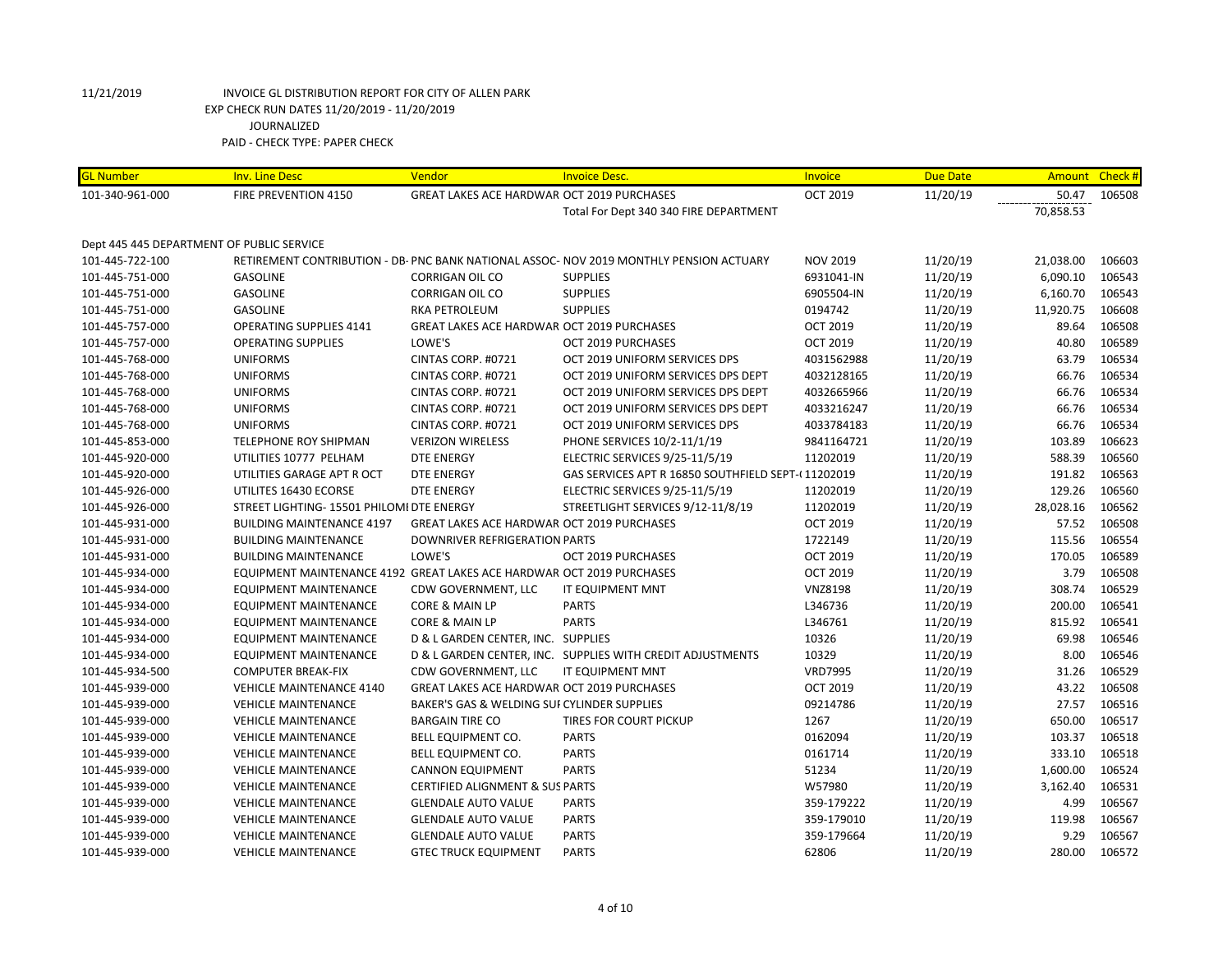11/21/2019 INVOICE GL DISTRIBUTION REPORT FOR CITY OF ALLEN PARK
EXP CHECK RUN DATES 11/20/2019 - 11/20/2019
JOURNALIZED
PAID - CHECK TYPE: PAPER CHECK

| GL Number | Inv. Line Desc | Vendor | Invoice Desc. | Invoice | Due Date | Amount | Check # |
|---|---|---|---|---|---|---|---|
| 101-340-961-000 | FIRE PREVENTION 4150 | GREAT LAKES ACE HARDWAR | OCT 2019 PURCHASES | OCT 2019 | 11/20/19 | 50.47 | 106508 |
| | | | Total For Dept 340 340 FIRE DEPARTMENT | | | 70,858.53 | |
| Dept 445 445 DEPARTMENT OF PUBLIC SERVICE | | | | | | | |
| 101-445-722-100 | RETIREMENT CONTRIBUTION - DB | PNC BANK NATIONAL ASSOC | NOV 2019 MONTHLY PENSION ACTUARY | NOV 2019 | 11/20/19 | 21,038.00 | 106603 |
| 101-445-751-000 | GASOLINE | CORRIGAN OIL CO | SUPPLIES | 6931041-IN | 11/20/19 | 6,090.10 | 106543 |
| 101-445-751-000 | GASOLINE | CORRIGAN OIL CO | SUPPLIES | 6905504-IN | 11/20/19 | 6,160.70 | 106543 |
| 101-445-751-000 | GASOLINE | RKA PETROLEUM | SUPPLIES | 0194742 | 11/20/19 | 11,920.75 | 106608 |
| 101-445-757-000 | OPERATING SUPPLIES 4141 | GREAT LAKES ACE HARDWAR | OCT 2019 PURCHASES | OCT 2019 | 11/20/19 | 89.64 | 106508 |
| 101-445-757-000 | OPERATING SUPPLIES | LOWE'S | OCT 2019 PURCHASES | OCT 2019 | 11/20/19 | 40.80 | 106589 |
| 101-445-768-000 | UNIFORMS | CINTAS CORP. #0721 | OCT 2019 UNIFORM SERVICES DPS | 4031562988 | 11/20/19 | 63.79 | 106534 |
| 101-445-768-000 | UNIFORMS | CINTAS CORP. #0721 | OCT 2019 UNIFORM SERVICES DPS DEPT | 4032128165 | 11/20/19 | 66.76 | 106534 |
| 101-445-768-000 | UNIFORMS | CINTAS CORP. #0721 | OCT 2019 UNIFORM SERVICES DPS DEPT | 4032665966 | 11/20/19 | 66.76 | 106534 |
| 101-445-768-000 | UNIFORMS | CINTAS CORP. #0721 | OCT 2019 UNIFORM SERVICES DPS DEPT | 4033216247 | 11/20/19 | 66.76 | 106534 |
| 101-445-768-000 | UNIFORMS | CINTAS CORP. #0721 | OCT 2019 UNIFORM SERVICES DPS | 4033784183 | 11/20/19 | 66.76 | 106534 |
| 101-445-853-000 | TELEPHONE ROY SHIPMAN | VERIZON WIRELESS | PHONE SERVICES 10/2-11/1/19 | 9841164721 | 11/20/19 | 103.89 | 106623 |
| 101-445-920-000 | UTILITIES 10777 PELHAM | DTE ENERGY | ELECTRIC SERVICES 9/25-11/5/19 | 11202019 | 11/20/19 | 588.39 | 106560 |
| 101-445-920-000 | UTILITIES GARAGE APT R OCT | DTE ENERGY | GAS SERVICES APT R 16850 SOUTHFIELD SEPT-( | 11202019 | 11/20/19 | 191.82 | 106563 |
| 101-445-926-000 | UTILITES 16430 ECORSE | DTE ENERGY | ELECTRIC SERVICES 9/25-11/5/19 | 11202019 | 11/20/19 | 129.26 | 106560 |
| 101-445-926-000 | STREET LIGHTING- 15501 PHILOMI | DTE ENERGY | STREETLIGHT SERVICES 9/12-11/8/19 | 11202019 | 11/20/19 | 28,028.16 | 106562 |
| 101-445-931-000 | BUILDING MAINTENANCE 4197 | GREAT LAKES ACE HARDWAR | OCT 2019 PURCHASES | OCT 2019 | 11/20/19 | 57.52 | 106508 |
| 101-445-931-000 | BUILDING MAINTENANCE | DOWNRIVER REFRIGERATION | PARTS | 1722149 | 11/20/19 | 115.56 | 106554 |
| 101-445-931-000 | BUILDING MAINTENANCE | LOWE'S | OCT 2019 PURCHASES | OCT 2019 | 11/20/19 | 170.05 | 106589 |
| 101-445-934-000 | EQUIPMENT MAINTENANCE 4192 | GREAT LAKES ACE HARDWAR | OCT 2019 PURCHASES | OCT 2019 | 11/20/19 | 3.79 | 106508 |
| 101-445-934-000 | EQUIPMENT MAINTENANCE | CDW GOVERNMENT, LLC | IT EQUIPMENT MNT | VNZ8198 | 11/20/19 | 308.74 | 106529 |
| 101-445-934-000 | EQUIPMENT MAINTENANCE | CORE & MAIN LP | PARTS | L346736 | 11/20/19 | 200.00 | 106541 |
| 101-445-934-000 | EQUIPMENT MAINTENANCE | CORE & MAIN LP | PARTS | L346761 | 11/20/19 | 815.92 | 106541 |
| 101-445-934-000 | EQUIPMENT MAINTENANCE | D & L GARDEN CENTER, INC. | SUPPLIES | 10326 | 11/20/19 | 69.98 | 106546 |
| 101-445-934-000 | EQUIPMENT MAINTENANCE | D & L GARDEN CENTER, INC. | SUPPLIES WITH CREDIT ADJUSTMENTS | 10329 | 11/20/19 | 8.00 | 106546 |
| 101-445-934-500 | COMPUTER BREAK-FIX | CDW GOVERNMENT, LLC | IT EQUIPMENT MNT | VRD7995 | 11/20/19 | 31.26 | 106529 |
| 101-445-939-000 | VEHICLE MAINTENANCE 4140 | GREAT LAKES ACE HARDWAR | OCT 2019 PURCHASES | OCT 2019 | 11/20/19 | 43.22 | 106508 |
| 101-445-939-000 | VEHICLE MAINTENANCE | BAKER'S GAS & WELDING SUI | CYLINDER SUPPLIES | 09214786 | 11/20/19 | 27.57 | 106516 |
| 101-445-939-000 | VEHICLE MAINTENANCE | BARGAIN TIRE CO | TIRES FOR COURT PICKUP | 1267 | 11/20/19 | 650.00 | 106517 |
| 101-445-939-000 | VEHICLE MAINTENANCE | BELL EQUIPMENT CO. | PARTS | 0162094 | 11/20/19 | 103.37 | 106518 |
| 101-445-939-000 | VEHICLE MAINTENANCE | BELL EQUIPMENT CO. | PARTS | 0161714 | 11/20/19 | 333.10 | 106518 |
| 101-445-939-000 | VEHICLE MAINTENANCE | CANNON EQUIPMENT | PARTS | 51234 | 11/20/19 | 1,600.00 | 106524 |
| 101-445-939-000 | VEHICLE MAINTENANCE | CERTIFIED ALIGNMENT & SUS | PARTS | W57980 | 11/20/19 | 3,162.40 | 106531 |
| 101-445-939-000 | VEHICLE MAINTENANCE | GLENDALE AUTO VALUE | PARTS | 359-179222 | 11/20/19 | 4.99 | 106567 |
| 101-445-939-000 | VEHICLE MAINTENANCE | GLENDALE AUTO VALUE | PARTS | 359-179010 | 11/20/19 | 119.98 | 106567 |
| 101-445-939-000 | VEHICLE MAINTENANCE | GLENDALE AUTO VALUE | PARTS | 359-179664 | 11/20/19 | 9.29 | 106567 |
| 101-445-939-000 | VEHICLE MAINTENANCE | GTEC TRUCK EQUIPMENT | PARTS | 62806 | 11/20/19 | 280.00 | 106572 |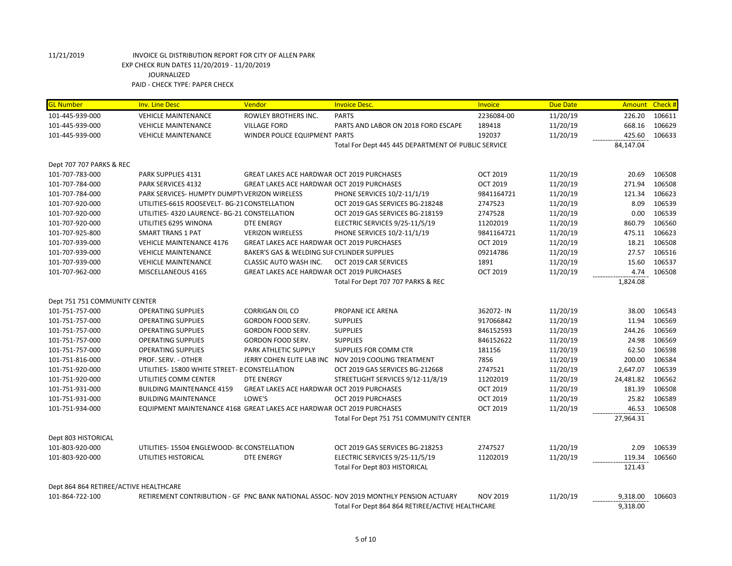11/21/2019 INVOICE GL DISTRIBUTION REPORT FOR CITY OF ALLEN PARK

EXP CHECK RUN DATES 11/20/2019 - 11/20/2019

JOURNALIZED

PAID - CHECK TYPE: PAPER CHECK

| GL Number | Inv. Line Desc | Vendor | Invoice Desc. | Invoice | Due Date | Amount | Check # |
|---|---|---|---|---|---|---|---|
| 101-445-939-000 | VEHICLE MAINTENANCE | ROWLEY BROTHERS INC. | PARTS | 2236084-00 | 11/20/19 | 226.20 | 106611 |
| 101-445-939-000 | VEHICLE MAINTENANCE | VILLAGE FORD | PARTS AND LABOR ON 2018 FORD ESCAPE | 189418 | 11/20/19 | 668.16 | 106629 |
| 101-445-939-000 | VEHICLE MAINTENANCE | WINDER POLICE EQUIPMENT | PARTS | 192037 | 11/20/19 | 425.60 | 106633 |
| | | | Total For Dept 445 445 DEPARTMENT OF PUBLIC SERVICE | | | 84,147.04 | |
| Dept 707 707 PARKS & REC | | | | | | | |
| 101-707-783-000 | PARK SUPPLIES 4131 | GREAT LAKES ACE HARDWAR | OCT 2019 PURCHASES | OCT 2019 | 11/20/19 | 20.69 | 106508 |
| 101-707-784-000 | PARK SERVICES 4132 | GREAT LAKES ACE HARDWAR | OCT 2019 PURCHASES | OCT 2019 | 11/20/19 | 271.94 | 106508 |
| 101-707-784-000 | PARK SERVICES- HUMPTY DUMPTY | VERIZON WIRELESS | PHONE SERVICES 10/2-11/1/19 | 9841164721 | 11/20/19 | 121.34 | 106623 |
| 101-707-920-000 | UTILITIES-6615 ROOSEVELT- BG-21 | CONSTELLATION | OCT 2019 GAS SERVICES BG-218248 | 2747523 | 11/20/19 | 8.09 | 106539 |
| 101-707-920-000 | UTILITIES- 4320 LAURENCE- BG-21 | CONSTELLATION | OCT 2019 GAS SERVICES BG-218159 | 2747528 | 11/20/19 | 0.00 | 106539 |
| 101-707-920-000 | UTILITIES 6295 WINONA | DTE ENERGY | ELECTRIC SERVICES 9/25-11/5/19 | 11202019 | 11/20/19 | 860.79 | 106560 |
| 101-707-925-800 | SMART TRANS 1 PAT | VERIZON WIRELESS | PHONE SERVICES 10/2-11/1/19 | 9841164721 | 11/20/19 | 475.11 | 106623 |
| 101-707-939-000 | VEHICLE MAINTENANCE 4176 | GREAT LAKES ACE HARDWAR | OCT 2019 PURCHASES | OCT 2019 | 11/20/19 | 18.21 | 106508 |
| 101-707-939-000 | VEHICLE MAINTENANCE | BAKER'S GAS & WELDING SUI | CYLINDER SUPPLIES | 09214786 | 11/20/19 | 27.57 | 106516 |
| 101-707-939-000 | VEHICLE MAINTENANCE | CLASSIC AUTO WASH INC. | OCT 2019 CAR SERVICES | 1891 | 11/20/19 | 15.60 | 106537 |
| 101-707-962-000 | MISCELLANEOUS 4165 | GREAT LAKES ACE HARDWAR | OCT 2019 PURCHASES | OCT 2019 | 11/20/19 | 4.74 | 106508 |
| | | | Total For Dept 707 707 PARKS & REC | | | 1,824.08 | |
| Dept 751 751 COMMUNITY CENTER | | | | | | | |
| 101-751-757-000 | OPERATING SUPPLIES | CORRIGAN OIL CO | PROPANE ICE ARENA | 362072- IN | 11/20/19 | 38.00 | 106543 |
| 101-751-757-000 | OPERATING SUPPLIES | GORDON FOOD SERV. | SUPPLIES | 917066842 | 11/20/19 | 11.94 | 106569 |
| 101-751-757-000 | OPERATING SUPPLIES | GORDON FOOD SERV. | SUPPLIES | 846152593 | 11/20/19 | 244.26 | 106569 |
| 101-751-757-000 | OPERATING SUPPLIES | GORDON FOOD SERV. | SUPPLIES | 846152622 | 11/20/19 | 24.98 | 106569 |
| 101-751-757-000 | OPERATING SUPPLIES | PARK ATHLETIC SUPPLY | SUPPLIES FOR COMM CTR | 181156 | 11/20/19 | 62.50 | 106598 |
| 101-751-816-000 | PROF. SERV. - OTHER | JERRY COHEN ELITE LAB INC | NOV 2019 COOLING TREATMENT | 7856 | 11/20/19 | 200.00 | 106584 |
| 101-751-920-000 | UTILITIES- 15800 WHITE STREET- B | CONSTELLATION | OCT 2019 GAS SERVICES BG-212668 | 2747521 | 11/20/19 | 2,647.07 | 106539 |
| 101-751-920-000 | UTILITIES COMM CENTER | DTE ENERGY | STREETLIGHT SERVICES 9/12-11/8/19 | 11202019 | 11/20/19 | 24,481.82 | 106562 |
| 101-751-931-000 | BUILDING MAINTENANCE 4159 | GREAT LAKES ACE HARDWAR | OCT 2019 PURCHASES | OCT 2019 | 11/20/19 | 181.39 | 106508 |
| 101-751-931-000 | BUILDING MAINTENANCE | LOWE'S | OCT 2019 PURCHASES | OCT 2019 | 11/20/19 | 25.82 | 106589 |
| 101-751-934-000 | EQUIPMENT MAINTENANCE 4168 | GREAT LAKES ACE HARDWAR | OCT 2019 PURCHASES | OCT 2019 | 11/20/19 | 46.53 | 106508 |
| | | | Total For Dept 751 751 COMMUNITY CENTER | | | 27,964.31 | |
| Dept 803 HISTORICAL | | | | | | | |
| 101-803-920-000 | UTILITIES- 15504 ENGLEWOOD- BC | CONSTELLATION | OCT 2019 GAS SERVICES BG-218253 | 2747527 | 11/20/19 | 2.09 | 106539 |
| 101-803-920-000 | UTILITIES HISTORICAL | DTE ENERGY | ELECTRIC SERVICES 9/25-11/5/19 | 11202019 | 11/20/19 | 119.34 | 106560 |
| | | | Total For Dept 803 HISTORICAL | | | 121.43 | |
| Dept 864 864 RETIREE/ACTIVE HEALTHCARE | | | | | | | |
| 101-864-722-100 | RETIREMENT CONTRIBUTION - GF | PNC BANK NATIONAL ASSOC- | NOV 2019 MONTHLY PENSION ACTUARY | NOV 2019 | 11/20/19 | 9,318.00 | 106603 |
| | | | Total For Dept 864 864 RETIREE/ACTIVE HEALTHCARE | | | 9,318.00 | |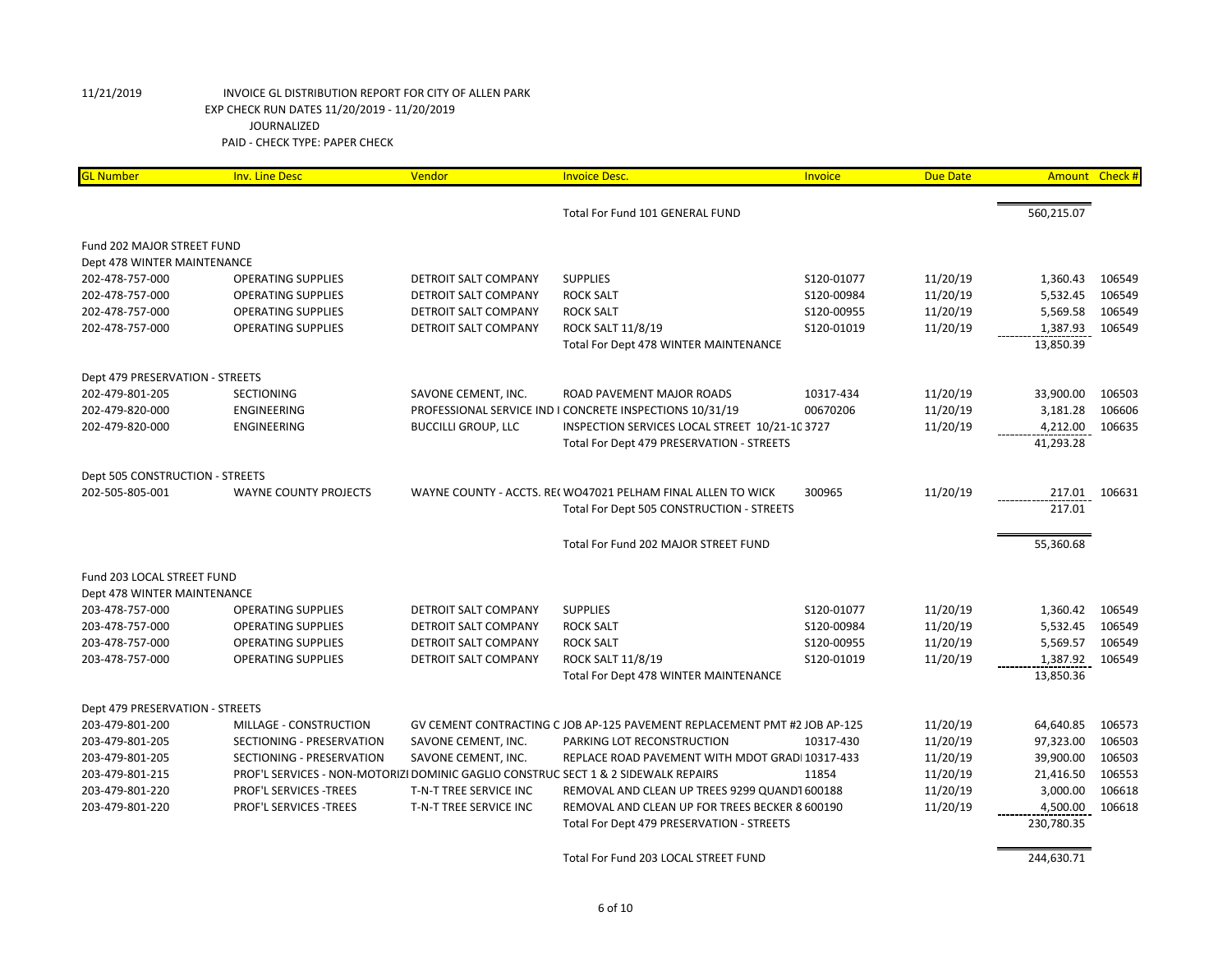11/21/2019 INVOICE GL DISTRIBUTION REPORT FOR CITY OF ALLEN PARK
EXP CHECK RUN DATES 11/20/2019 - 11/20/2019
JOURNALIZED
PAID - CHECK TYPE: PAPER CHECK

| GL Number | Inv. Line Desc | Vendor | Invoice Desc. | Invoice | Due Date | Amount | Check # |
|---|---|---|---|---|---|---|---|
| | | | Total For Fund 101 GENERAL FUND | | | 560,215.07 | |
| Fund 202 MAJOR STREET FUND | | | | | | | |
| Dept 478 WINTER MAINTENANCE | | | | | | | |
| 202-478-757-000 | OPERATING SUPPLIES | DETROIT SALT COMPANY | SUPPLIES | S120-01077 | 11/20/19 | 1,360.43 | 106549 |
| 202-478-757-000 | OPERATING SUPPLIES | DETROIT SALT COMPANY | ROCK SALT | S120-00984 | 11/20/19 | 5,532.45 | 106549 |
| 202-478-757-000 | OPERATING SUPPLIES | DETROIT SALT COMPANY | ROCK SALT | S120-00955 | 11/20/19 | 5,569.58 | 106549 |
| 202-478-757-000 | OPERATING SUPPLIES | DETROIT SALT COMPANY | ROCK SALT 11/8/19 | S120-01019 | 11/20/19 | 1,387.93 | 106549 |
| | | | Total For Dept 478 WINTER MAINTENANCE | | | 13,850.39 | |
| Dept 479 PRESERVATION - STREETS | | | | | | | |
| 202-479-801-205 | SECTIONING | SAVONE CEMENT, INC. | ROAD PAVEMENT MAJOR ROADS | 10317-434 | 11/20/19 | 33,900.00 | 106503 |
| 202-479-820-000 | ENGINEERING | PROFESSIONAL SERVICE IND I | CONCRETE INSPECTIONS 10/31/19 | 00670206 | 11/20/19 | 3,181.28 | 106606 |
| 202-479-820-000 | ENGINEERING | BUCCILLI GROUP, LLC | INSPECTION SERVICES LOCAL STREET 10/21-10 | 3727 | 11/20/19 | 4,212.00 | 106635 |
| | | | Total For Dept 479 PRESERVATION - STREETS | | | 41,293.28 | |
| Dept 505 CONSTRUCTION - STREETS | | | | | | | |
| 202-505-805-001 | WAYNE COUNTY PROJECTS | WAYNE COUNTY - ACCTS. RE( | WO47021 PELHAM FINAL ALLEN TO WICK | 300965 | 11/20/19 | 217.01 | 106631 |
| | | | Total For Dept 505 CONSTRUCTION - STREETS | | | 217.01 | |
| | | | Total For Fund 202 MAJOR STREET FUND | | | 55,360.68 | |
| Fund 203 LOCAL STREET FUND | | | | | | | |
| Dept 478 WINTER MAINTENANCE | | | | | | | |
| 203-478-757-000 | OPERATING SUPPLIES | DETROIT SALT COMPANY | SUPPLIES | S120-01077 | 11/20/19 | 1,360.42 | 106549 |
| 203-478-757-000 | OPERATING SUPPLIES | DETROIT SALT COMPANY | ROCK SALT | S120-00984 | 11/20/19 | 5,532.45 | 106549 |
| 203-478-757-000 | OPERATING SUPPLIES | DETROIT SALT COMPANY | ROCK SALT | S120-00955 | 11/20/19 | 5,569.57 | 106549 |
| 203-478-757-000 | OPERATING SUPPLIES | DETROIT SALT COMPANY | ROCK SALT 11/8/19 | S120-01019 | 11/20/19 | 1,387.92 | 106549 |
| | | | Total For Dept 478 WINTER MAINTENANCE | | | 13,850.36 | |
| Dept 479 PRESERVATION - STREETS | | | | | | | |
| 203-479-801-200 | MILLAGE - CONSTRUCTION | GV CEMENT CONTRACTING C | JOB AP-125 PAVEMENT REPLACEMENT PMT #2 | JOB AP-125 | 11/20/19 | 64,640.85 | 106573 |
| 203-479-801-205 | SECTIONING - PRESERVATION | SAVONE CEMENT, INC. | PARKING LOT RECONSTRUCTION | 10317-430 | 11/20/19 | 97,323.00 | 106503 |
| 203-479-801-205 | SECTIONING - PRESERVATION | SAVONE CEMENT, INC. | REPLACE ROAD PAVEMENT WITH MDOT GRADI | 10317-433 | 11/20/19 | 39,900.00 | 106503 |
| 203-479-801-215 | PROF'L SERVICES - NON-MOTORIZI | DOMINIC GAGLIO CONSTRUC | SECT 1 & 2 SIDEWALK REPAIRS | 11854 | 11/20/19 | 21,416.50 | 106553 |
| 203-479-801-220 | PROF'L SERVICES -TREES | T-N-T TREE SERVICE INC | REMOVAL AND CLEAN UP TREES 9299 QUANDT | 600188 | 11/20/19 | 3,000.00 | 106618 |
| 203-479-801-220 | PROF'L SERVICES -TREES | T-N-T TREE SERVICE INC | REMOVAL AND CLEAN UP FOR TREES BECKER 8 | 600190 | 11/20/19 | 4,500.00 | 106618 |
| | | | Total For Dept 479 PRESERVATION - STREETS | | | 230,780.35 | |
| | | | Total For Fund 203 LOCAL STREET FUND | | | 244,630.71 | |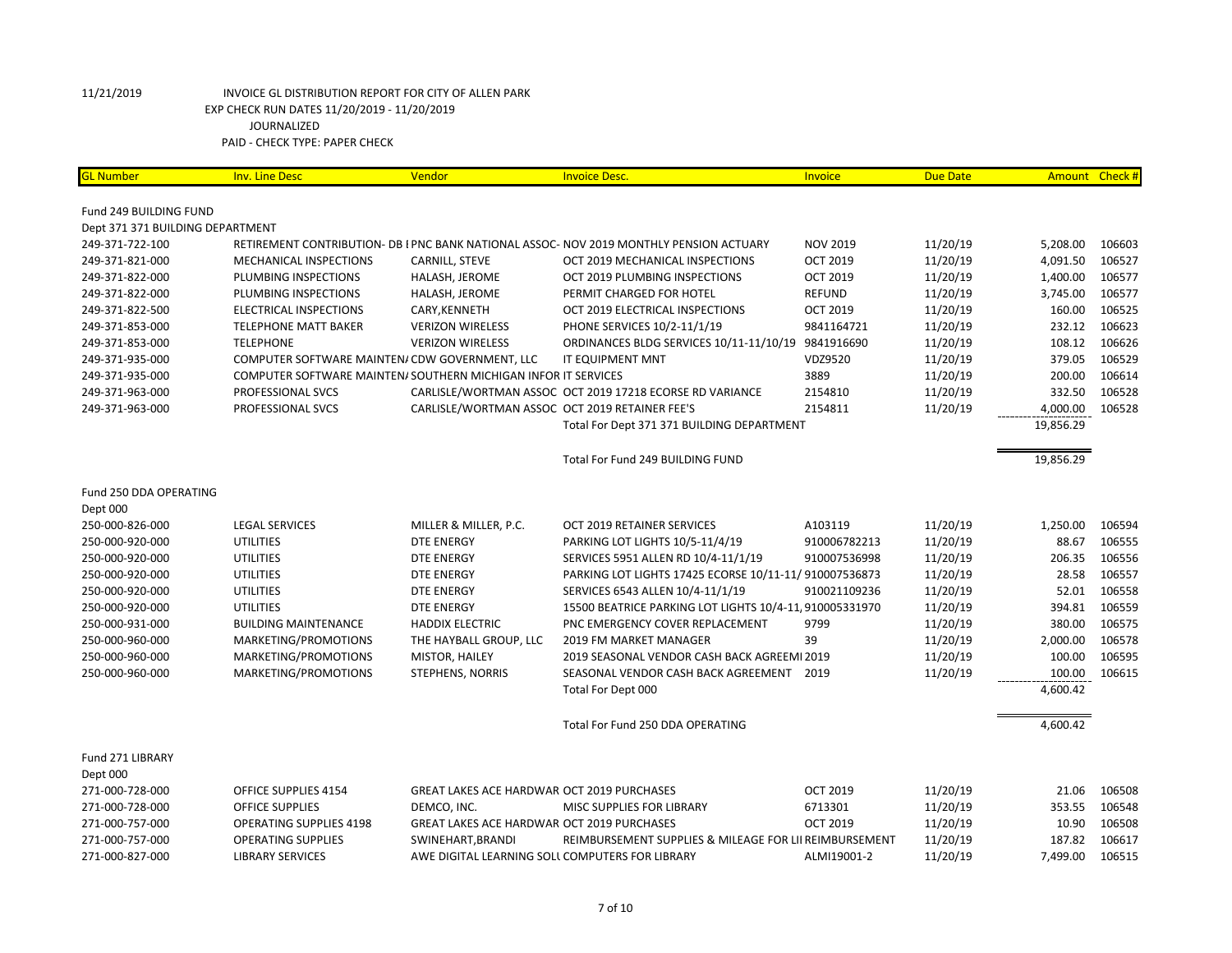11/21/2019 INVOICE GL DISTRIBUTION REPORT FOR CITY OF ALLEN PARK
EXP CHECK RUN DATES 11/20/2019 - 11/20/2019
JOURNALIZED
PAID - CHECK TYPE: PAPER CHECK

| GL Number | Inv. Line Desc | Vendor | Invoice Desc. | Invoice | Due Date | Amount | Check # |
|---|---|---|---|---|---|---|---|
| Fund 249 BUILDING FUND | | | | | | | |
| Dept 371 371 BUILDING DEPARTMENT | | | | | | | |
| 249-371-722-100 | RETIREMENT CONTRIBUTION- DB I | PNC BANK NATIONAL ASSOC- | NOV 2019 MONTHLY PENSION ACTUARY | NOV 2019 | 11/20/19 | 5,208.00 | 106603 |
| 249-371-821-000 | MECHANICAL INSPECTIONS | CARNILL, STEVE | OCT 2019 MECHANICAL INSPECTIONS | OCT 2019 | 11/20/19 | 4,091.50 | 106527 |
| 249-371-822-000 | PLUMBING INSPECTIONS | HALASH, JEROME | OCT 2019 PLUMBING INSPECTIONS | OCT 2019 | 11/20/19 | 1,400.00 | 106577 |
| 249-371-822-000 | PLUMBING INSPECTIONS | HALASH, JEROME | PERMIT CHARGED FOR HOTEL | REFUND | 11/20/19 | 3,745.00 | 106577 |
| 249-371-822-500 | ELECTRICAL INSPECTIONS | CARY,KENNETH | OCT 2019 ELECTRICAL INSPECTIONS | OCT 2019 | 11/20/19 | 160.00 | 106525 |
| 249-371-853-000 | TELEPHONE MATT BAKER | VERIZON WIRELESS | PHONE SERVICES 10/2-11/1/19 | 9841164721 | 11/20/19 | 232.12 | 106623 |
| 249-371-853-000 | TELEPHONE | VERIZON WIRELESS | ORDINANCES BLDG SERVICES 10/11-11/10/19 | 9841916690 | 11/20/19 | 108.12 | 106626 |
| 249-371-935-000 | COMPUTER SOFTWARE MAINTEN/ | CDW GOVERNMENT, LLC | IT EQUIPMENT MNT | VDZ9520 | 11/20/19 | 379.05 | 106529 |
| 249-371-935-000 | COMPUTER SOFTWARE MAINTEN/ | SOUTHERN MICHIGAN INFOR | IT SERVICES | 3889 | 11/20/19 | 200.00 | 106614 |
| 249-371-963-000 | PROFESSIONAL SVCS | CARLISLE/WORTMAN ASSOC | OCT 2019 17218 ECORSE RD VARIANCE | 2154810 | 11/20/19 | 332.50 | 106528 |
| 249-371-963-000 | PROFESSIONAL SVCS | CARLISLE/WORTMAN ASSOC | OCT 2019 RETAINER FEE'S | 2154811 | 11/20/19 | 4,000.00 | 106528 |
| | | | Total For Dept 371 371 BUILDING DEPARTMENT | | | 19,856.29 | |
| | | | Total For Fund 249 BUILDING FUND | | | 19,856.29 | |
| Fund 250 DDA OPERATING | | | | | | | |
| Dept 000 | | | | | | | |
| 250-000-826-000 | LEGAL SERVICES | MILLER & MILLER, P.C. | OCT 2019 RETAINER SERVICES | A103119 | 11/20/19 | 1,250.00 | 106594 |
| 250-000-920-000 | UTILITIES | DTE ENERGY | PARKING LOT LIGHTS 10/5-11/4/19 | 910006782213 | 11/20/19 | 88.67 | 106555 |
| 250-000-920-000 | UTILITIES | DTE ENERGY | SERVICES 5951 ALLEN RD 10/4-11/1/19 | 910007536998 | 11/20/19 | 206.35 | 106556 |
| 250-000-920-000 | UTILITIES | DTE ENERGY | PARKING LOT LIGHTS 17425 ECORSE 10/11-11/ | 910007536873 | 11/20/19 | 28.58 | 106557 |
| 250-000-920-000 | UTILITIES | DTE ENERGY | SERVICES 6543 ALLEN 10/4-11/1/19 | 910021109236 | 11/20/19 | 52.01 | 106558 |
| 250-000-920-000 | UTILITIES | DTE ENERGY | 15500 BEATRICE PARKING LOT LIGHTS 10/4-11, | 910005331970 | 11/20/19 | 394.81 | 106559 |
| 250-000-931-000 | BUILDING MAINTENANCE | HADDIX ELECTRIC | PNC EMERGENCY COVER REPLACEMENT | 9799 | 11/20/19 | 380.00 | 106575 |
| 250-000-960-000 | MARKETING/PROMOTIONS | THE HAYBALL GROUP, LLC | 2019 FM MARKET MANAGER | 39 | 11/20/19 | 2,000.00 | 106578 |
| 250-000-960-000 | MARKETING/PROMOTIONS | MISTOR, HAILEY | 2019 SEASONAL VENDOR CASH BACK AGREEMI | 2019 | 11/20/19 | 100.00 | 106595 |
| 250-000-960-000 | MARKETING/PROMOTIONS | STEPHENS, NORRIS | SEASONAL VENDOR CASH BACK AGREEMENT | 2019 | 11/20/19 | 100.00 | 106615 |
| | | | Total For Dept 000 | | | 4,600.42 | |
| | | | Total For Fund 250 DDA OPERATING | | | 4,600.42 | |
| Fund 271 LIBRARY | | | | | | | |
| Dept 000 | | | | | | | |
| 271-000-728-000 | OFFICE SUPPLIES 4154 | GREAT LAKES ACE HARDWAR | OCT 2019 PURCHASES | OCT 2019 | 11/20/19 | 21.06 | 106508 |
| 271-000-728-000 | OFFICE SUPPLIES | DEMCO, INC. | MISC SUPPLIES FOR LIBRARY | 6713301 | 11/20/19 | 353.55 | 106548 |
| 271-000-757-000 | OPERATING SUPPLIES 4198 | GREAT LAKES ACE HARDWAR | OCT 2019 PURCHASES | OCT 2019 | 11/20/19 | 10.90 | 106508 |
| 271-000-757-000 | OPERATING SUPPLIES | SWINEHART,BRANDI | REIMBURSEMENT SUPPLIES & MILEAGE FOR LII | REIMBURSEMENT | 11/20/19 | 187.82 | 106617 |
| 271-000-827-000 | LIBRARY SERVICES | AWE DIGITAL LEARNING SOLU | COMPUTERS FOR LIBRARY | ALMI19001-2 | 11/20/19 | 7,499.00 | 106515 |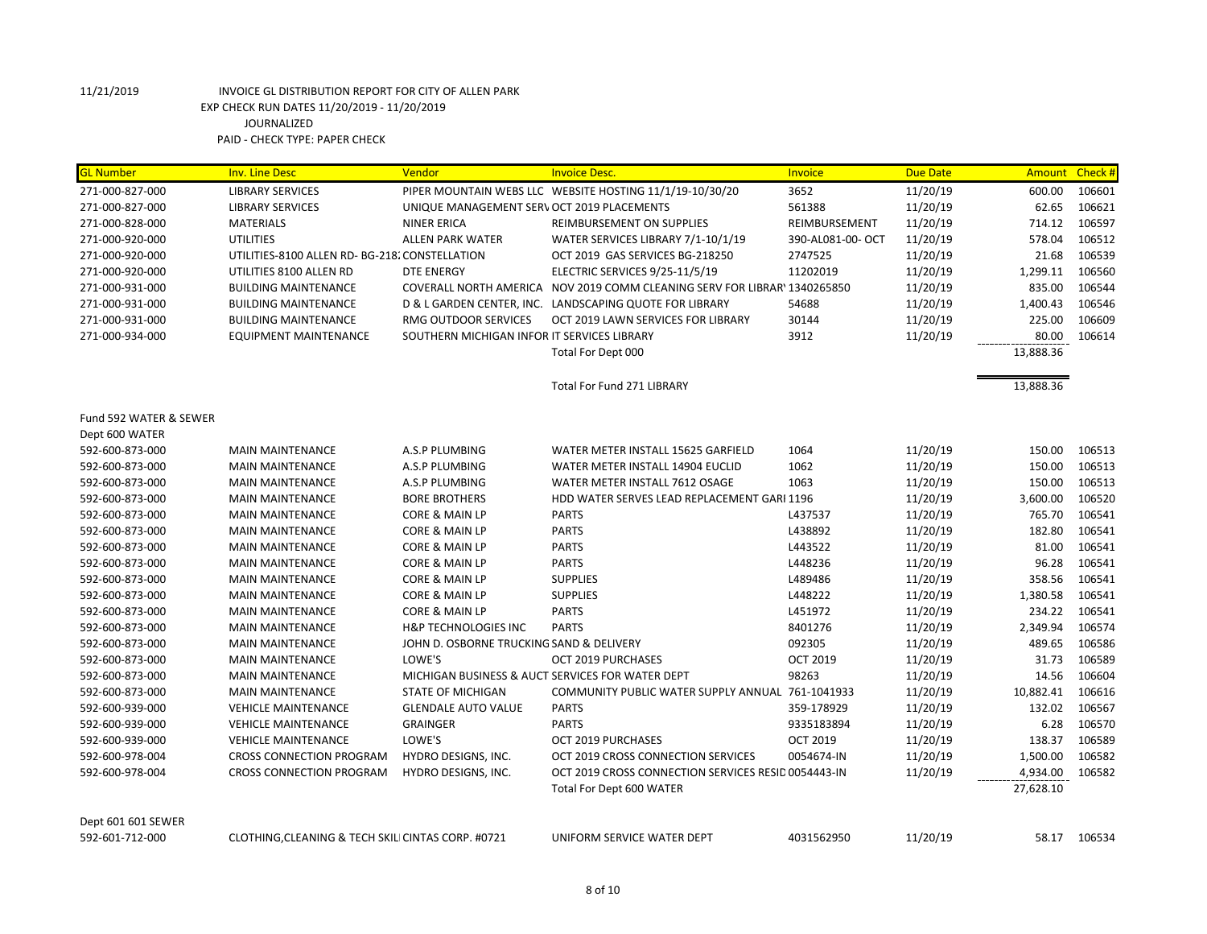11/21/2019 INVOICE GL DISTRIBUTION REPORT FOR CITY OF ALLEN PARK
EXP CHECK RUN DATES 11/20/2019 - 11/20/2019
JOURNALIZED
PAID - CHECK TYPE: PAPER CHECK

| GL Number | Inv. Line Desc | Vendor | Invoice Desc. | Invoice | Due Date | Amount | Check # |
|---|---|---|---|---|---|---|---|
| 271-000-827-000 | LIBRARY SERVICES | PIPER MOUNTAIN WEBS LLC | WEBSITE HOSTING 11/1/19-10/30/20 | 3652 | 11/20/19 | 600.00 | 106601 |
| 271-000-827-000 | LIBRARY SERVICES | UNIQUE MANAGEMENT SERV | OCT 2019 PLACEMENTS | 561388 | 11/20/19 | 62.65 | 106621 |
| 271-000-828-000 | MATERIALS | NINER ERICA | REIMBURSEMENT ON SUPPLIES | REIMBURSEMENT | 11/20/19 | 714.12 | 106597 |
| 271-000-920-000 | UTILITIES | ALLEN PARK WATER | WATER SERVICES LIBRARY 7/1-10/1/19 | 390-AL081-00- OCT | 11/20/19 | 578.04 | 106512 |
| 271-000-920-000 | UTILITIES-8100 ALLEN RD- BG-218 | CONSTELLATION | OCT 2019 GAS SERVICES BG-218250 | 2747525 | 11/20/19 | 21.68 | 106539 |
| 271-000-920-000 | UTILITIES 8100 ALLEN RD | DTE ENERGY | ELECTRIC SERVICES 9/25-11/5/19 | 11202019 | 11/20/19 | 1,299.11 | 106560 |
| 271-000-931-000 | BUILDING MAINTENANCE | COVERALL NORTH AMERICA | NOV 2019 COMM CLEANING SERV FOR LIBRARY | 1340265850 | 11/20/19 | 835.00 | 106544 |
| 271-000-931-000 | BUILDING MAINTENANCE | D & L GARDEN CENTER, INC. | LANDSCAPING QUOTE FOR LIBRARY | 54688 | 11/20/19 | 1,400.43 | 106546 |
| 271-000-931-000 | BUILDING MAINTENANCE | RMG OUTDOOR SERVICES | OCT 2019 LAWN SERVICES FOR LIBRARY | 30144 | 11/20/19 | 225.00 | 106609 |
| 271-000-934-000 | EQUIPMENT MAINTENANCE | SOUTHERN MICHIGAN INFOR | IT SERVICES LIBRARY | 3912 | 11/20/19 | 80.00 | 106614 |
| | | | Total For Dept 000 | | | 13,888.36 | |
| | | | Total For Fund 271 LIBRARY | | | 13,888.36 | |
| Fund 592 WATER & SEWER | | | | | | | |
| Dept 600 WATER | | | | | | | |
| 592-600-873-000 | MAIN MAINTENANCE | A.S.P PLUMBING | WATER METER INSTALL 15625 GARFIELD | 1064 | 11/20/19 | 150.00 | 106513 |
| 592-600-873-000 | MAIN MAINTENANCE | A.S.P PLUMBING | WATER METER INSTALL 14904 EUCLID | 1062 | 11/20/19 | 150.00 | 106513 |
| 592-600-873-000 | MAIN MAINTENANCE | A.S.P PLUMBING | WATER METER INSTALL 7612 OSAGE | 1063 | 11/20/19 | 150.00 | 106513 |
| 592-600-873-000 | MAIN MAINTENANCE | BORE BROTHERS | HDD WATER SERVES LEAD REPLACEMENT GARI | 1196 | 11/20/19 | 3,600.00 | 106520 |
| 592-600-873-000 | MAIN MAINTENANCE | CORE & MAIN LP | PARTS | L437537 | 11/20/19 | 765.70 | 106541 |
| 592-600-873-000 | MAIN MAINTENANCE | CORE & MAIN LP | PARTS | L438892 | 11/20/19 | 182.80 | 106541 |
| 592-600-873-000 | MAIN MAINTENANCE | CORE & MAIN LP | PARTS | L443522 | 11/20/19 | 81.00 | 106541 |
| 592-600-873-000 | MAIN MAINTENANCE | CORE & MAIN LP | PARTS | L448236 | 11/20/19 | 96.28 | 106541 |
| 592-600-873-000 | MAIN MAINTENANCE | CORE & MAIN LP | SUPPLIES | L489486 | 11/20/19 | 358.56 | 106541 |
| 592-600-873-000 | MAIN MAINTENANCE | CORE & MAIN LP | SUPPLIES | L448222 | 11/20/19 | 1,380.58 | 106541 |
| 592-600-873-000 | MAIN MAINTENANCE | CORE & MAIN LP | PARTS | L451972 | 11/20/19 | 234.22 | 106541 |
| 592-600-873-000 | MAIN MAINTENANCE | H&P TECHNOLOGIES INC | PARTS | 8401276 | 11/20/19 | 2,349.94 | 106574 |
| 592-600-873-000 | MAIN MAINTENANCE | JOHN D. OSBORNE TRUCKING | SAND & DELIVERY | 092305 | 11/20/19 | 489.65 | 106586 |
| 592-600-873-000 | MAIN MAINTENANCE | LOWE'S | OCT 2019 PURCHASES | OCT 2019 | 11/20/19 | 31.73 | 106589 |
| 592-600-873-000 | MAIN MAINTENANCE | MICHIGAN BUSINESS & AUCT | SERVICES FOR WATER DEPT | 98263 | 11/20/19 | 14.56 | 106604 |
| 592-600-873-000 | MAIN MAINTENANCE | STATE OF MICHIGAN | COMMUNITY PUBLIC WATER SUPPLY ANNUAL | 761-1041933 | 11/20/19 | 10,882.41 | 106616 |
| 592-600-939-000 | VEHICLE MAINTENANCE | GLENDALE AUTO VALUE | PARTS | 359-178929 | 11/20/19 | 132.02 | 106567 |
| 592-600-939-000 | VEHICLE MAINTENANCE | GRAINGER | PARTS | 9335183894 | 11/20/19 | 6.28 | 106570 |
| 592-600-939-000 | VEHICLE MAINTENANCE | LOWE'S | OCT 2019 PURCHASES | OCT 2019 | 11/20/19 | 138.37 | 106589 |
| 592-600-978-004 | CROSS CONNECTION PROGRAM | HYDRO DESIGNS, INC. | OCT 2019 CROSS CONNECTION SERVICES | 0054674-IN | 11/20/19 | 1,500.00 | 106582 |
| 592-600-978-004 | CROSS CONNECTION PROGRAM | HYDRO DESIGNS, INC. | OCT 2019 CROSS CONNECTION SERVICES RESID | 0054443-IN | 11/20/19 | 4,934.00 | 106582 |
| | | | Total For Dept 600 WATER | | | 27,628.10 | |
| Dept 601 601 SEWER | | | | | | | |
| 592-601-712-000 | CLOTHING,CLEANING & TECH SKILI | CINTAS CORP. #0721 | UNIFORM SERVICE WATER DEPT | 4031562950 | 11/20/19 | 58.17 | 106534 |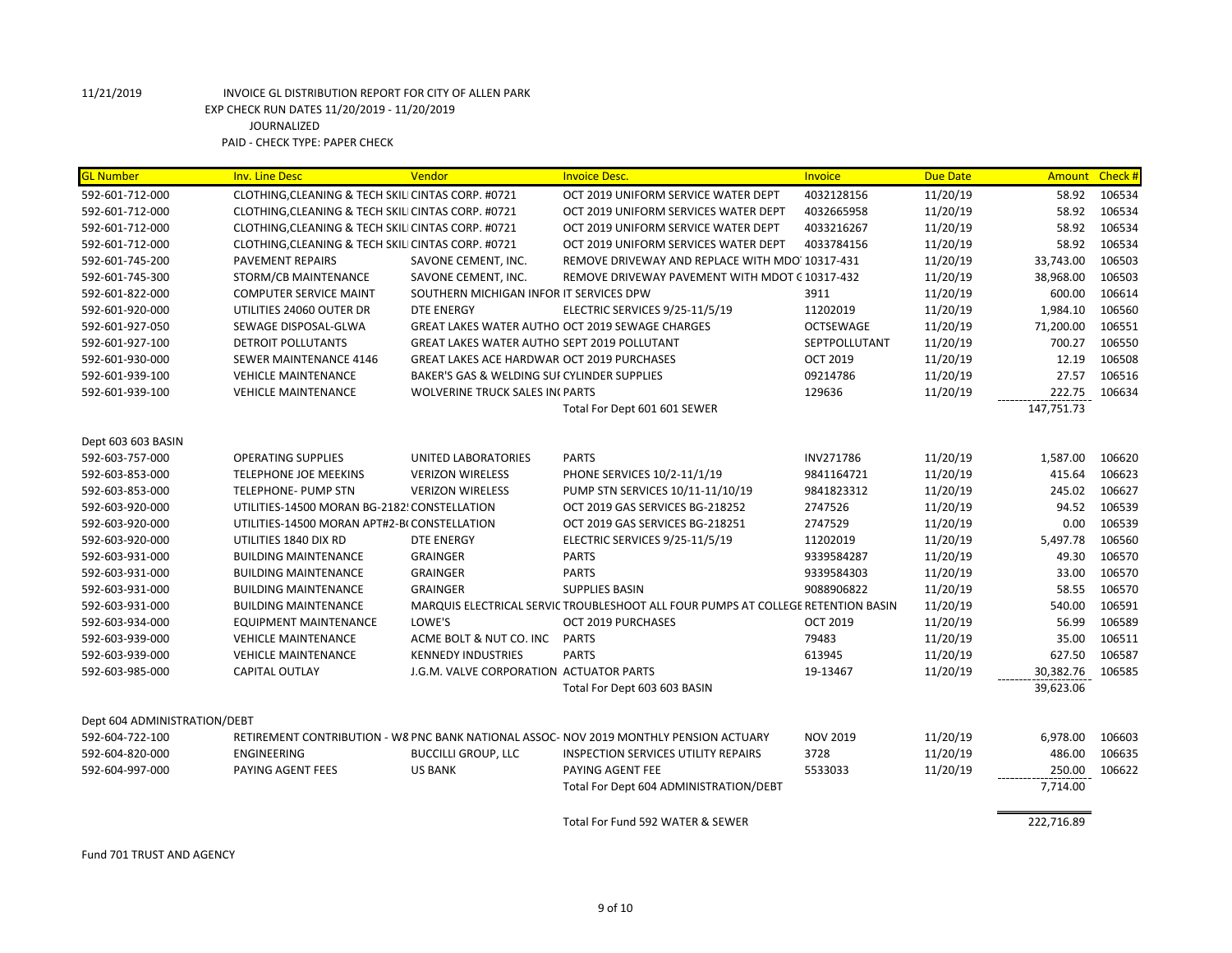11/21/2019 INVOICE GL DISTRIBUTION REPORT FOR CITY OF ALLEN PARK
EXP CHECK RUN DATES 11/20/2019 - 11/20/2019
JOURNALIZED
PAID - CHECK TYPE: PAPER CHECK

| GL Number | Inv. Line Desc | Vendor | Invoice Desc. | Invoice | Due Date | Amount | Check # |
|---|---|---|---|---|---|---|---|
| 592-601-712-000 | CLOTHING,CLEANING & TECH SKILI | CINTAS CORP. #0721 | OCT 2019 UNIFORM SERVICE WATER DEPT | 4032128156 | 11/20/19 | 58.92 | 106534 |
| 592-601-712-000 | CLOTHING,CLEANING & TECH SKILI | CINTAS CORP. #0721 | OCT 2019 UNIFORM SERVICES WATER DEPT | 4032665958 | 11/20/19 | 58.92 | 106534 |
| 592-601-712-000 | CLOTHING,CLEANING & TECH SKILI | CINTAS CORP. #0721 | OCT 2019 UNIFORM SERVICE WATER DEPT | 4033216267 | 11/20/19 | 58.92 | 106534 |
| 592-601-712-000 | CLOTHING,CLEANING & TECH SKILI | CINTAS CORP. #0721 | OCT 2019 UNIFORM SERVICES WATER DEPT | 4033784156 | 11/20/19 | 58.92 | 106534 |
| 592-601-745-200 | PAVEMENT REPAIRS | SAVONE CEMENT, INC. | REMOVE DRIVEWAY AND REPLACE WITH MDOT | 10317-431 | 11/20/19 | 33,743.00 | 106503 |
| 592-601-745-300 | STORM/CB MAINTENANCE | SAVONE CEMENT, INC. | REMOVE DRIVEWAY PAVEMENT WITH MDOT C | 10317-432 | 11/20/19 | 38,968.00 | 106503 |
| 592-601-822-000 | COMPUTER SERVICE MAINT | SOUTHERN MICHIGAN INFOR | IT SERVICES DPW | 3911 | 11/20/19 | 600.00 | 106614 |
| 592-601-920-000 | UTILITIES 24060 OUTER DR | DTE ENERGY | ELECTRIC SERVICES 9/25-11/5/19 | 11202019 | 11/20/19 | 1,984.10 | 106560 |
| 592-601-927-050 | SEWAGE DISPOSAL-GLWA | GREAT LAKES WATER AUTHO | OCT 2019 SEWAGE CHARGES | OCTSEWAGE | 11/20/19 | 71,200.00 | 106551 |
| 592-601-927-100 | DETROIT POLLUTANTS | GREAT LAKES WATER AUTHO | SEPT 2019 POLLUTANT | SEPTPOLLUTANT | 11/20/19 | 700.27 | 106550 |
| 592-601-930-000 | SEWER MAINTENANCE 4146 | GREAT LAKES ACE HARDWAR | OCT 2019 PURCHASES | OCT 2019 | 11/20/19 | 12.19 | 106508 |
| 592-601-939-100 | VEHICLE MAINTENANCE | BAKER'S GAS & WELDING SUI | CYLINDER SUPPLIES | 09214786 | 11/20/19 | 27.57 | 106516 |
| 592-601-939-100 | VEHICLE MAINTENANCE | WOLVERINE TRUCK SALES INC | PARTS | 129636 | 11/20/19 | 222.75 | 106634 |
| | | | Total For Dept 601 601 SEWER | | | 147,751.73 | |
| Dept 603 603 BASIN | | | | | | | |
| 592-603-757-000 | OPERATING SUPPLIES | UNITED LABORATORIES | PARTS | INV271786 | 11/20/19 | 1,587.00 | 106620 |
| 592-603-853-000 | TELEPHONE JOE MEEKINS | VERIZON WIRELESS | PHONE SERVICES 10/2-11/1/19 | 9841164721 | 11/20/19 | 415.64 | 106623 |
| 592-603-853-000 | TELEPHONE- PUMP STN | VERIZON WIRELESS | PUMP STN SERVICES 10/11-11/10/19 | 9841823312 | 11/20/19 | 245.02 | 106627 |
| 592-603-920-000 | UTILITIES-14500 MORAN BG-2182! | CONSTELLATION | OCT 2019 GAS SERVICES BG-218252 | 2747526 | 11/20/19 | 94.52 | 106539 |
| 592-603-920-000 | UTILITIES-14500 MORAN APT#2-B( | CONSTELLATION | OCT 2019 GAS SERVICES BG-218251 | 2747529 | 11/20/19 | 0.00 | 106539 |
| 592-603-920-000 | UTILITIES 1840 DIX RD | DTE ENERGY | ELECTRIC SERVICES 9/25-11/5/19 | 11202019 | 11/20/19 | 5,497.78 | 106560 |
| 592-603-931-000 | BUILDING MAINTENANCE | GRAINGER | PARTS | 9339584287 | 11/20/19 | 49.30 | 106570 |
| 592-603-931-000 | BUILDING MAINTENANCE | GRAINGER | PARTS | 9339584303 | 11/20/19 | 33.00 | 106570 |
| 592-603-931-000 | BUILDING MAINTENANCE | GRAINGER | SUPPLIES BASIN | 9088906822 | 11/20/19 | 58.55 | 106570 |
| 592-603-931-000 | BUILDING MAINTENANCE | MARQUIS ELECTRICAL SERVIC | TROUBLESHOOT ALL FOUR PUMPS AT COLLEGE | RETENTION BASIN | 11/20/19 | 540.00 | 106591 |
| 592-603-934-000 | EQUIPMENT MAINTENANCE | LOWE'S | OCT 2019 PURCHASES | OCT 2019 | 11/20/19 | 56.99 | 106589 |
| 592-603-939-000 | VEHICLE MAINTENANCE | ACME BOLT & NUT CO. INC | PARTS | 79483 | 11/20/19 | 35.00 | 106511 |
| 592-603-939-000 | VEHICLE MAINTENANCE | KENNEDY INDUSTRIES | PARTS | 613945 | 11/20/19 | 627.50 | 106587 |
| 592-603-985-000 | CAPITAL OUTLAY | J.G.M. VALVE CORPORATION | ACTUATOR PARTS | 19-13467 | 11/20/19 | 30,382.76 | 106585 |
| | | | Total For Dept 603 603 BASIN | | | 39,623.06 | |
| Dept 604 ADMINISTRATION/DEBT | | | | | | | |
| 592-604-722-100 | RETIREMENT CONTRIBUTION - W8 | PNC BANK NATIONAL ASSOC- | NOV 2019 MONTHLY PENSION ACTUARY | NOV 2019 | 11/20/19 | 6,978.00 | 106603 |
| 592-604-820-000 | ENGINEERING | BUCCILLI GROUP, LLC | INSPECTION SERVICES UTILITY REPAIRS | 3728 | 11/20/19 | 486.00 | 106635 |
| 592-604-997-000 | PAYING AGENT FEES | US BANK | PAYING AGENT FEE | 5533033 | 11/20/19 | 250.00 | 106622 |
| | | | Total For Dept 604 ADMINISTRATION/DEBT | | | 7,714.00 | |
| | | | Total For Fund 592 WATER & SEWER | | | 222,716.89 | |

Fund 701 TRUST AND AGENCY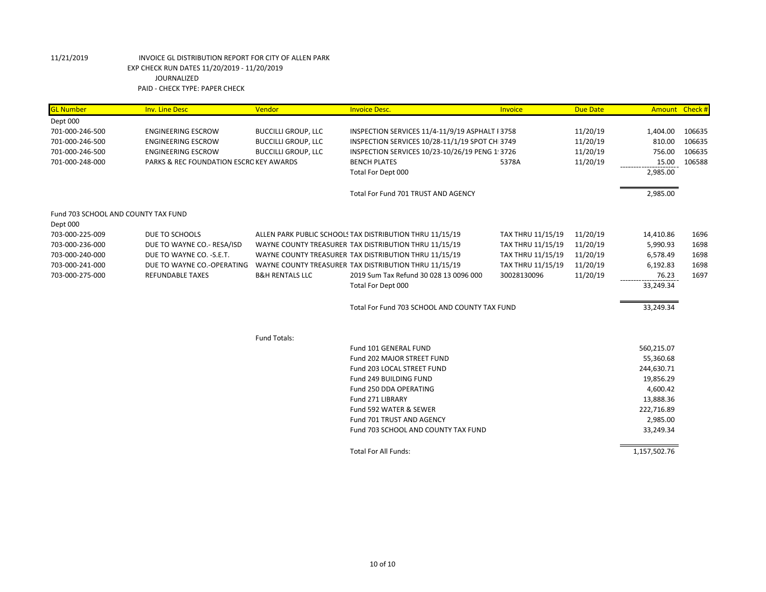11/21/2019 INVOICE GL DISTRIBUTION REPORT FOR CITY OF ALLEN PARK
EXP CHECK RUN DATES 11/20/2019 - 11/20/2019
JOURNALIZED
PAID - CHECK TYPE: PAPER CHECK

| GL Number | Inv. Line Desc | Vendor | Invoice Desc. | Invoice | Due Date | Amount | Check # |
|---|---|---|---|---|---|---|---|
| Dept 000 | | | | | | | |
| 701-000-246-500 | ENGINEERING ESCROW | BUCCILLI GROUP, LLC | INSPECTION SERVICES 11/4-11/9/19 ASPHALT I 3758 | | 11/20/19 | 1,404.00 | 106635 |
| 701-000-246-500 | ENGINEERING ESCROW | BUCCILLI GROUP, LLC | INSPECTION SERVICES 10/28-11/1/19 SPOT CH 3749 | | 11/20/19 | 810.00 | 106635 |
| 701-000-246-500 | ENGINEERING ESCROW | BUCCILLI GROUP, LLC | INSPECTION SERVICES 10/23-10/26/19 PENG 1 3726 | | 11/20/19 | 756.00 | 106635 |
| 701-000-248-000 | PARKS & REC FOUNDATION ESCRO KEY AWARDS | | BENCH PLATES | 5378A | 11/20/19 | 15.00 | 106588 |
| | | | Total For Dept 000 | | | 2,985.00 | |
| | | | Total For Fund 701 TRUST AND AGENCY | | | 2,985.00 | |
| Fund 703 SCHOOL AND COUNTY TAX FUND | | | | | | | |
| Dept 000 | | | | | | | |
| 703-000-225-009 | DUE TO SCHOOLS | ALLEN PARK PUBLIC SCHOOLS | TAX DISTRIBUTION THRU 11/15/19 | TAX THRU 11/15/19 | 11/20/19 | 14,410.86 | 1696 |
| 703-000-236-000 | DUE TO WAYNE CO.- RESA/ISD | WAYNE COUNTY TREASURER | TAX DISTRIBUTION THRU 11/15/19 | TAX THRU 11/15/19 | 11/20/19 | 5,990.93 | 1698 |
| 703-000-240-000 | DUE TO WAYNE CO. -S.E.T. | WAYNE COUNTY TREASURER | TAX DISTRIBUTION THRU 11/15/19 | TAX THRU 11/15/19 | 11/20/19 | 6,578.49 | 1698 |
| 703-000-241-000 | DUE TO WAYNE CO.-OPERATING | WAYNE COUNTY TREASURER | TAX DISTRIBUTION THRU 11/15/19 | TAX THRU 11/15/19 | 11/20/19 | 6,192.83 | 1698 |
| 703-000-275-000 | REFUNDABLE TAXES | B&H RENTALS LLC | 2019 Sum Tax Refund 30 028 13 0096 000 | 30028130096 | 11/20/19 | 76.23 | 1697 |
| | | | Total For Dept 000 | | | 33,249.34 | |
| | | | Total For Fund 703 SCHOOL AND COUNTY TAX FUND | | | 33,249.34 | |

| | | |
|---|---|---|
| Fund Totals: | | |
| | Fund 101 GENERAL FUND | 560,215.07 |
| | Fund 202 MAJOR STREET FUND | 55,360.68 |
| | Fund 203 LOCAL STREET FUND | 244,630.71 |
| | Fund 249 BUILDING FUND | 19,856.29 |
| | Fund 250 DDA OPERATING | 4,600.42 |
| | Fund 271 LIBRARY | 13,888.36 |
| | Fund 592 WATER & SEWER | 222,716.89 |
| | Fund 701 TRUST AND AGENCY | 2,985.00 |
| | Fund 703 SCHOOL AND COUNTY TAX FUND | 33,249.34 |
| | Total For All Funds: | 1,157,502.76 |